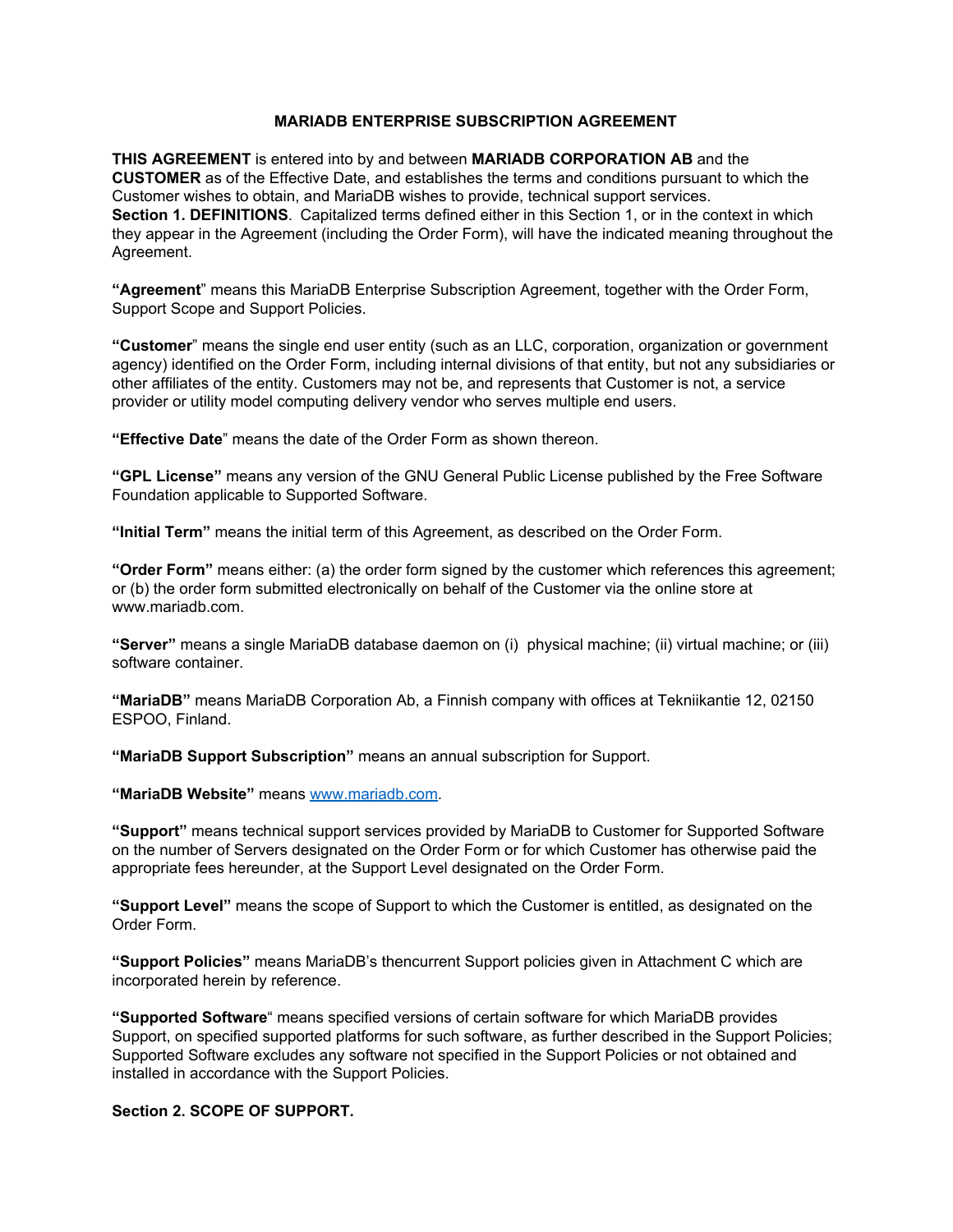# MARIADB ENTERPRISE SUBSCRIPTION AGREEMENT

**THIS AGREEMENT** is entered into by and between **MARIADB CORPORATION AB** and the **CUSTOMER** as of the Effective Date, and establishes the terms and conditions pursuant to which the Customer wishes to obtain, and MariaDB wishes to provide, technical support services.

**Section 1. DEFINITIONS**. Capitalized terms defined either in this Section 1, or in the context in which they appear in the Agreement (including the Order Form), will have the indicated meaning throughout the Agreement.

**"Agreement**" means this MariaDB Enterprise Subscription Agreement, together with the Order Form, Support Scope and Support Policies.

**"Customer**" means the single end user entity (such as an LLC, corporation, organization or government agency) identified on the Order Form, including internal divisions of that entity, but not any subsidiaries or other affiliates of the entity. Customers may not be, and represents that Customer is not, a service provider or utility model computing delivery vendor who serves multiple end users.

**"Effective Date**" means the date of the Order Form as shown thereon.

**"GPL License"** means any version of the GNU General Public License published by the Free Software Foundation applicable to Supported Software.

**"Initial Term"** means the initial term of this Agreement, as described on the Order Form.

**"Order Form"** means either: (a) the order form signed by the customer which references this agreement; or (b) the order form submitted electronically on behalf of the Customer via the online store at www.mariadb.com.

**"Server"** means a single MariaDB database daemon on (i) physical machine; (ii) virtual machine; or (iii) software container.

**"MariaDB"** means MariaDB Corporation Ab, a Finnish company with offices at Tekniikantie 12, 02150 ESPOO, Finland.

**"MariaDB Support Subscription"** means an annual subscription for Support.

**"MariaDB Website"** means www.mariadb.com.

**"Support"** means technical support services provided by MariaDB to Customer for Supported Software on the number of Servers designated on the Order Form or for which Customer has otherwise paid the appropriate fees hereunder, at the Support Level designated on the Order Form.

**"Support Level"** means the scope of Support to which the Customer is entitled, as designated on the Order Form.

**"Support Policies"** means MariaDB's thencurrent Support policies given in Attachment C which are incorporated herein by reference.

**"Supported Software**" means specified versions of certain software for which MariaDB provides Support, on specified supported platforms for such software, as further described in the Support Policies; Supported Software excludes any software not specified in the Support Policies or not obtained and installed in accordance with the Support Policies.

**Section 2. SCOPE OF SUPPORT.**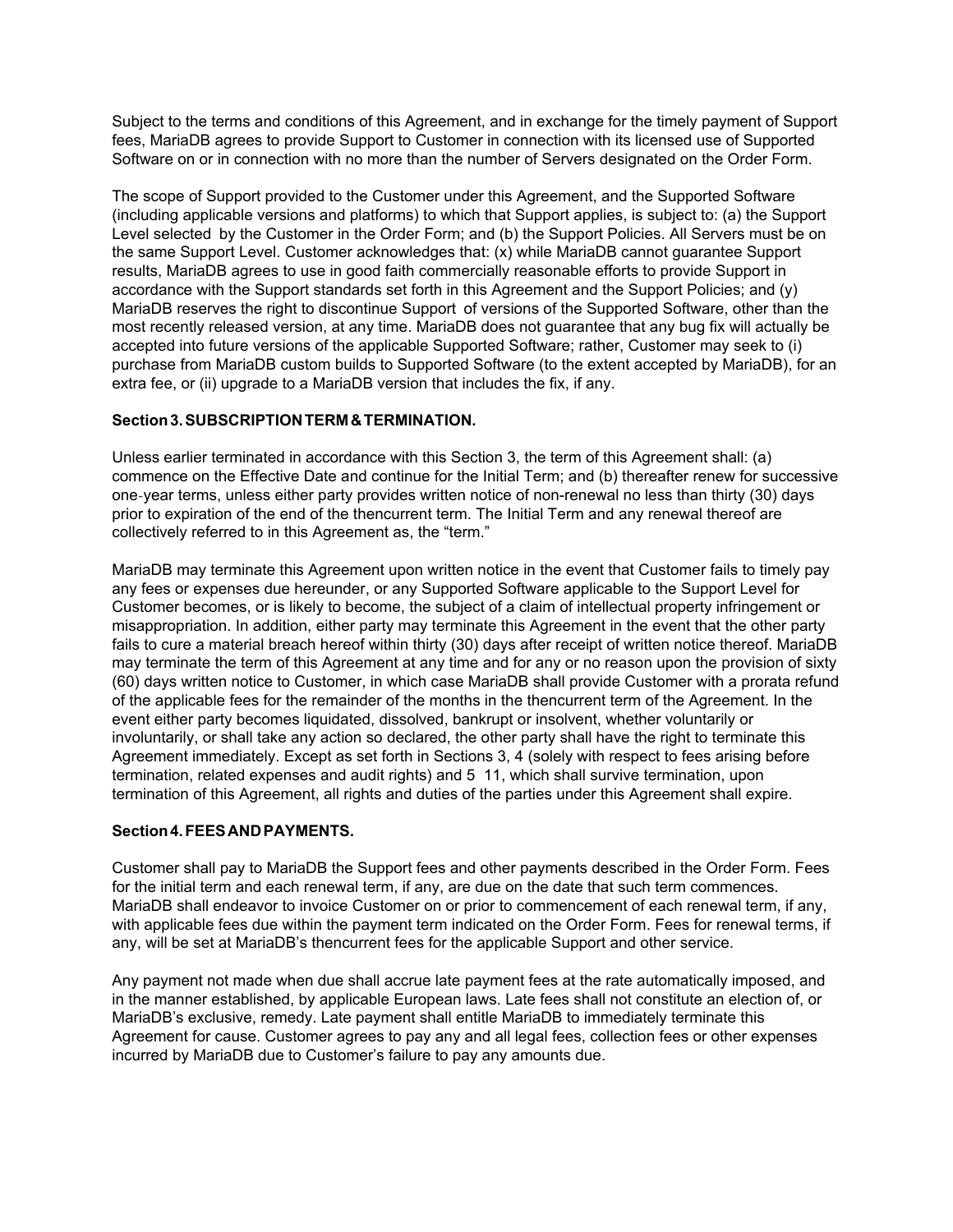Subject to the terms and conditions of this Agreement, and in exchange for the timely payment of Support fees, MariaDB agrees to provide Support to Customer in connection with its licensed use of Supported Software on or in connection with no more than the number of Servers designated on the Order Form.

The scope of Support provided to the Customer under this Agreement, and the Supported Software (including applicable versions and platforms) to which that Support applies, is subject to: (a) the Support Level selected by the Customer in the Order Form; and (b) the Support Policies. All Servers must be on the same Support Level. Customer acknowledges that: (x) while MariaDB cannot guarantee Support results, MariaDB agrees to use in good faith commercially reasonable efforts to provide Support in accordance with the Support standards set forth in this Agreement and the Support Policies; and (y) MariaDB reserves the right to discontinue Support of versions of the Supported Software, other than the most recently released version, at any time. MariaDB does not guarantee that any bug fix will actually be accepted into future versions of the applicable Supported Software; rather, Customer may seek to (i) purchase from MariaDB custom builds to Supported Software (to the extent accepted by MariaDB), for an extra fee, or (ii) upgrade to a MariaDB version that includes the fix, if any.

**Section 3. SUBSCRIPTION TERM & TERMINATION.**

Unless earlier terminated in accordance with this Section 3, the term of this Agreement shall: (a) commence on the Effective Date and continue for the Initial Term; and (b) thereafter renew for successive one-year terms, unless either party provides written notice of non-renewal no less than thirty (30) days prior to expiration of the end of the thencurrent term. The Initial Term and any renewal thereof are collectively referred to in this Agreement as, the "term."

MariaDB may terminate this Agreement upon written notice in the event that Customer fails to timely pay any fees or expenses due hereunder, or any Supported Software applicable to the Support Level for Customer becomes, or is likely to become, the subject of a claim of intellectual property infringement or misappropriation. In addition, either party may terminate this Agreement in the event that the other party fails to cure a material breach hereof within thirty (30) days after receipt of written notice thereof. MariaDB may terminate the term of this Agreement at any time and for any or no reason upon the provision of sixty (60) days written notice to Customer, in which case MariaDB shall provide Customer with a prorata refund of the applicable fees for the remainder of the months in the thencurrent term of the Agreement. In the event either party becomes liquidated, dissolved, bankrupt or insolvent, whether voluntarily or involuntarily, or shall take any action so declared, the other party shall have the right to terminate this Agreement immediately. Except as set forth in Sections 3, 4 (solely with respect to fees arising before termination, related expenses and audit rights) and 5 11, which shall survive termination, upon termination of this Agreement, all rights and duties of the parties under this Agreement shall expire.

**Section 4. FEES AND PAYMENTS.**

Customer shall pay to MariaDB the Support fees and other payments described in the Order Form. Fees for the initial term and each renewal term, if any, are due on the date that such term commences. MariaDB shall endeavor to invoice Customer on or prior to commencement of each renewal term, if any, with applicable fees due within the payment term indicated on the Order Form. Fees for renewal terms, if any, will be set at MariaDB's thencurrent fees for the applicable Support and other service.

Any payment not made when due shall accrue late payment fees at the rate automatically imposed, and in the manner established, by applicable European laws. Late fees shall not constitute an election of, or MariaDB's exclusive, remedy. Late payment shall entitle MariaDB to immediately terminate this Agreement for cause. Customer agrees to pay any and all legal fees, collection fees or other expenses incurred by MariaDB due to Customer's failure to pay any amounts due.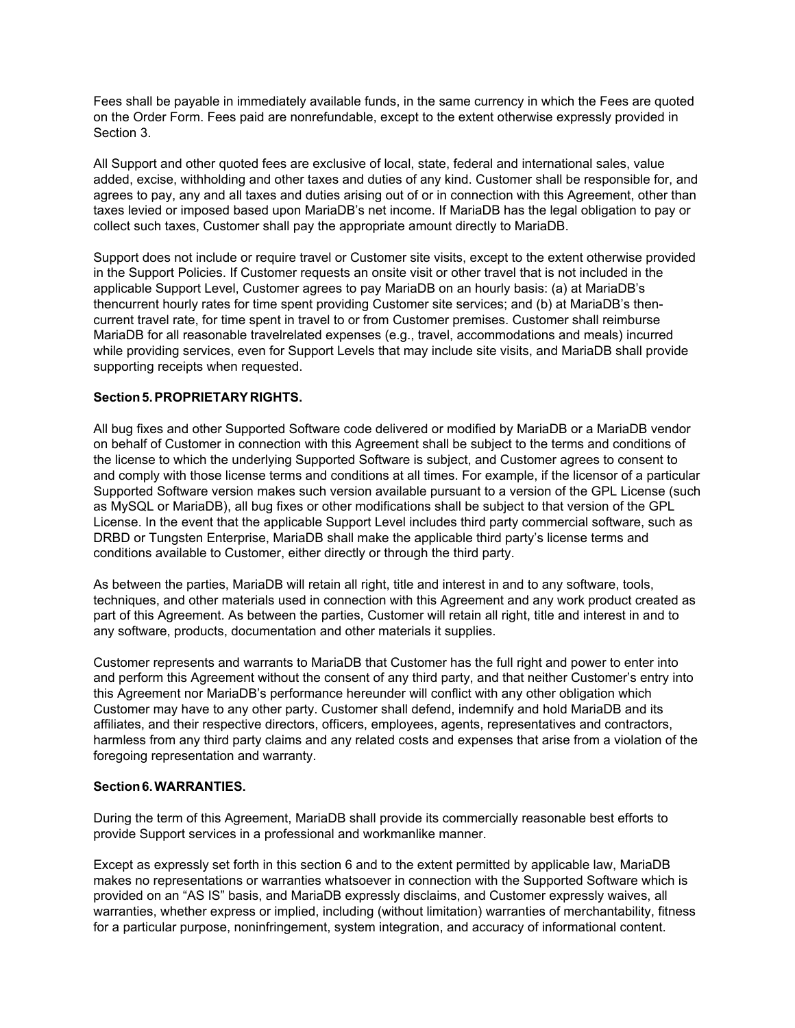Fees shall be payable in immediately available funds, in the same currency in which the Fees are quoted on the Order Form. Fees paid are nonrefundable, except to the extent otherwise expressly provided in Section 3.

All Support and other quoted fees are exclusive of local, state, federal and international sales, value added, excise, withholding and other taxes and duties of any kind. Customer shall be responsible for, and agrees to pay, any and all taxes and duties arising out of or in connection with this Agreement, other than taxes levied or imposed based upon MariaDB's net income. If MariaDB has the legal obligation to pay or collect such taxes, Customer shall pay the appropriate amount directly to MariaDB.

Support does not include or require travel or Customer site visits, except to the extent otherwise provided in the Support Policies. If Customer requests an onsite visit or other travel that is not included in the applicable Support Level, Customer agrees to pay MariaDB on an hourly basis: (a) at MariaDB's thencurrent hourly rates for time spent providing Customer site services; and (b) at MariaDB's then-current travel rate, for time spent in travel to or from Customer premises. Customer shall reimburse MariaDB for all reasonable travelrelated expenses (e.g., travel, accommodations and meals) incurred while providing services, even for Support Levels that may include site visits, and MariaDB shall provide supporting receipts when requested.

**Section 5. PROPRIETARY RIGHTS.**

All bug fixes and other Supported Software code delivered or modified by MariaDB or a MariaDB vendor on behalf of Customer in connection with this Agreement shall be subject to the terms and conditions of the license to which the underlying Supported Software is subject, and Customer agrees to consent to and comply with those license terms and conditions at all times. For example, if the licensor of a particular Supported Software version makes such version available pursuant to a version of the GPL License (such as MySQL or MariaDB), all bug fixes or other modifications shall be subject to that version of the GPL License. In the event that the applicable Support Level includes third party commercial software, such as DRBD or Tungsten Enterprise, MariaDB shall make the applicable third party's license terms and conditions available to Customer, either directly or through the third party.

As between the parties, MariaDB will retain all right, title and interest in and to any software, tools, techniques, and other materials used in connection with this Agreement and any work product created as part of this Agreement. As between the parties, Customer will retain all right, title and interest in and to any software, products, documentation and other materials it supplies.

Customer represents and warrants to MariaDB that Customer has the full right and power to enter into and perform this Agreement without the consent of any third party, and that neither Customer's entry into this Agreement nor MariaDB's performance hereunder will conflict with any other obligation which Customer may have to any other party. Customer shall defend, indemnify and hold MariaDB and its affiliates, and their respective directors, officers, employees, agents, representatives and contractors, harmless from any third party claims and any related costs and expenses that arise from a violation of the foregoing representation and warranty.

**Section 6. WARRANTIES.**

During the term of this Agreement, MariaDB shall provide its commercially reasonable best efforts to provide Support services in a professional and workmanlike manner.

Except as expressly set forth in this section 6 and to the extent permitted by applicable law, MariaDB makes no representations or warranties whatsoever in connection with the Supported Software which is provided on an "AS IS" basis, and MariaDB expressly disclaims, and Customer expressly waives, all warranties, whether express or implied, including (without limitation) warranties of merchantability, fitness for a particular purpose, noninfringement, system integration, and accuracy of informational content.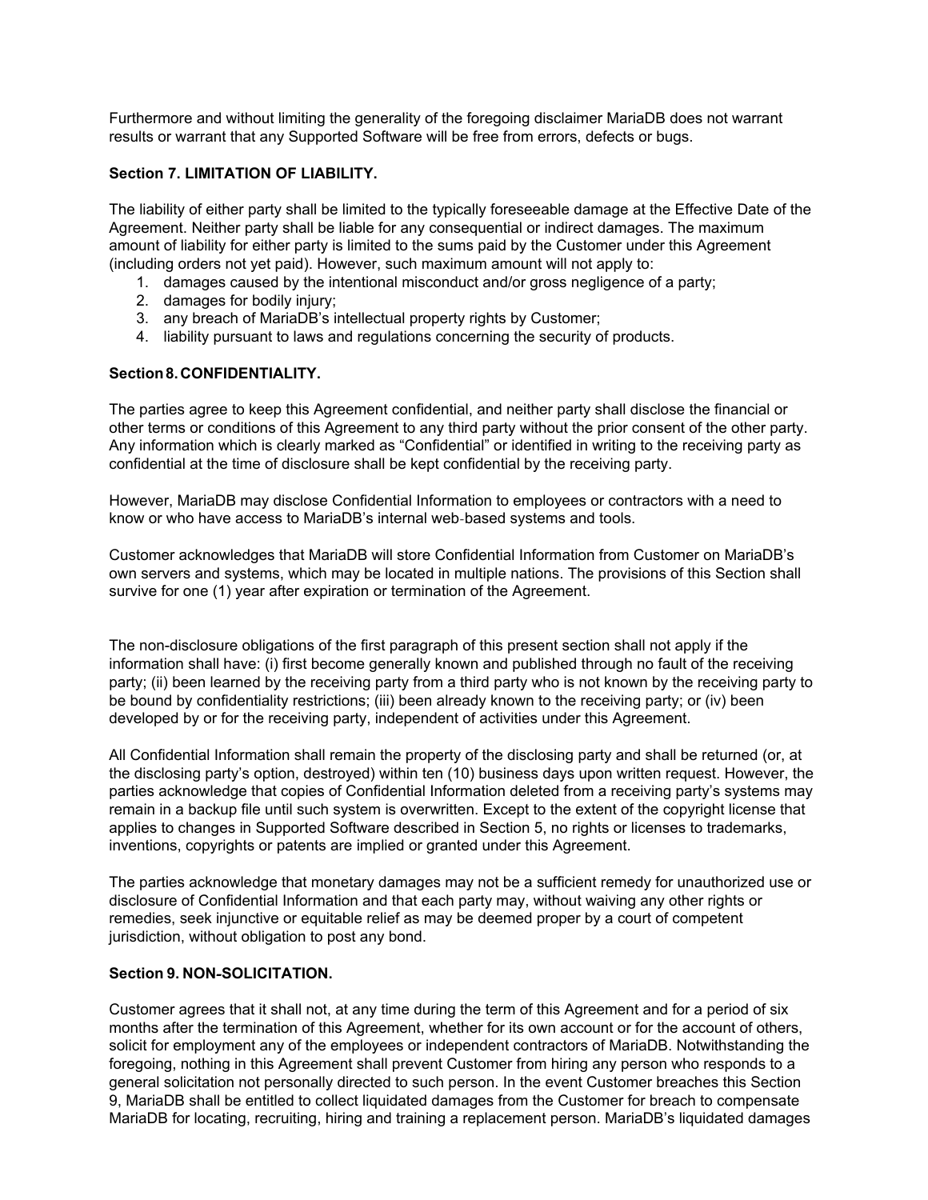Furthermore and without limiting the generality of the foregoing disclaimer MariaDB does not warrant results or warrant that any Supported Software will be free from errors, defects or bugs.

**Section 7. LIMITATION OF LIABILITY.**

The liability of either party shall be limited to the typically foreseeable damage at the Effective Date of the Agreement. Neither party shall be liable for any consequential or indirect damages. The maximum amount of liability for either party is limited to the sums paid by the Customer under this Agreement (including orders not yet paid). However, such maximum amount will not apply to:

1. damages caused by the intentional misconduct and/or gross negligence of a party;
2. damages for bodily injury;
3. any breach of MariaDB's intellectual property rights by Customer;
4. liability pursuant to laws and regulations concerning the security of products.

**Section 8. CONFIDENTIALITY.**

The parties agree to keep this Agreement confidential, and neither party shall disclose the financial or other terms or conditions of this Agreement to any third party without the prior consent of the other party. Any information which is clearly marked as "Confidential" or identified in writing to the receiving party as confidential at the time of disclosure shall be kept confidential by the receiving party.

However, MariaDB may disclose Confidential Information to employees or contractors with a need to know or who have access to MariaDB's internal web-based systems and tools.

Customer acknowledges that MariaDB will store Confidential Information from Customer on MariaDB's own servers and systems, which may be located in multiple nations. The provisions of this Section shall survive for one (1) year after expiration or termination of the Agreement.

The non-disclosure obligations of the first paragraph of this present section shall not apply if the information shall have: (i) first become generally known and published through no fault of the receiving party; (ii) been learned by the receiving party from a third party who is not known by the receiving party to be bound by confidentiality restrictions; (iii) been already known to the receiving party; or (iv) been developed by or for the receiving party, independent of activities under this Agreement.

All Confidential Information shall remain the property of the disclosing party and shall be returned (or, at the disclosing party's option, destroyed) within ten (10) business days upon written request. However, the parties acknowledge that copies of Confidential Information deleted from a receiving party's systems may remain in a backup file until such system is overwritten. Except to the extent of the copyright license that applies to changes in Supported Software described in Section 5, no rights or licenses to trademarks, inventions, copyrights or patents are implied or granted under this Agreement.

The parties acknowledge that monetary damages may not be a sufficient remedy for unauthorized use or disclosure of Confidential Information and that each party may, without waiving any other rights or remedies, seek injunctive or equitable relief as may be deemed proper by a court of competent jurisdiction, without obligation to post any bond.

**Section 9. NON-SOLICITATION.**

Customer agrees that it shall not, at any time during the term of this Agreement and for a period of six months after the termination of this Agreement, whether for its own account or for the account of others, solicit for employment any of the employees or independent contractors of MariaDB. Notwithstanding the foregoing, nothing in this Agreement shall prevent Customer from hiring any person who responds to a general solicitation not personally directed to such person. In the event Customer breaches this Section 9, MariaDB shall be entitled to collect liquidated damages from the Customer for breach to compensate MariaDB for locating, recruiting, hiring and training a replacement person. MariaDB's liquidated damages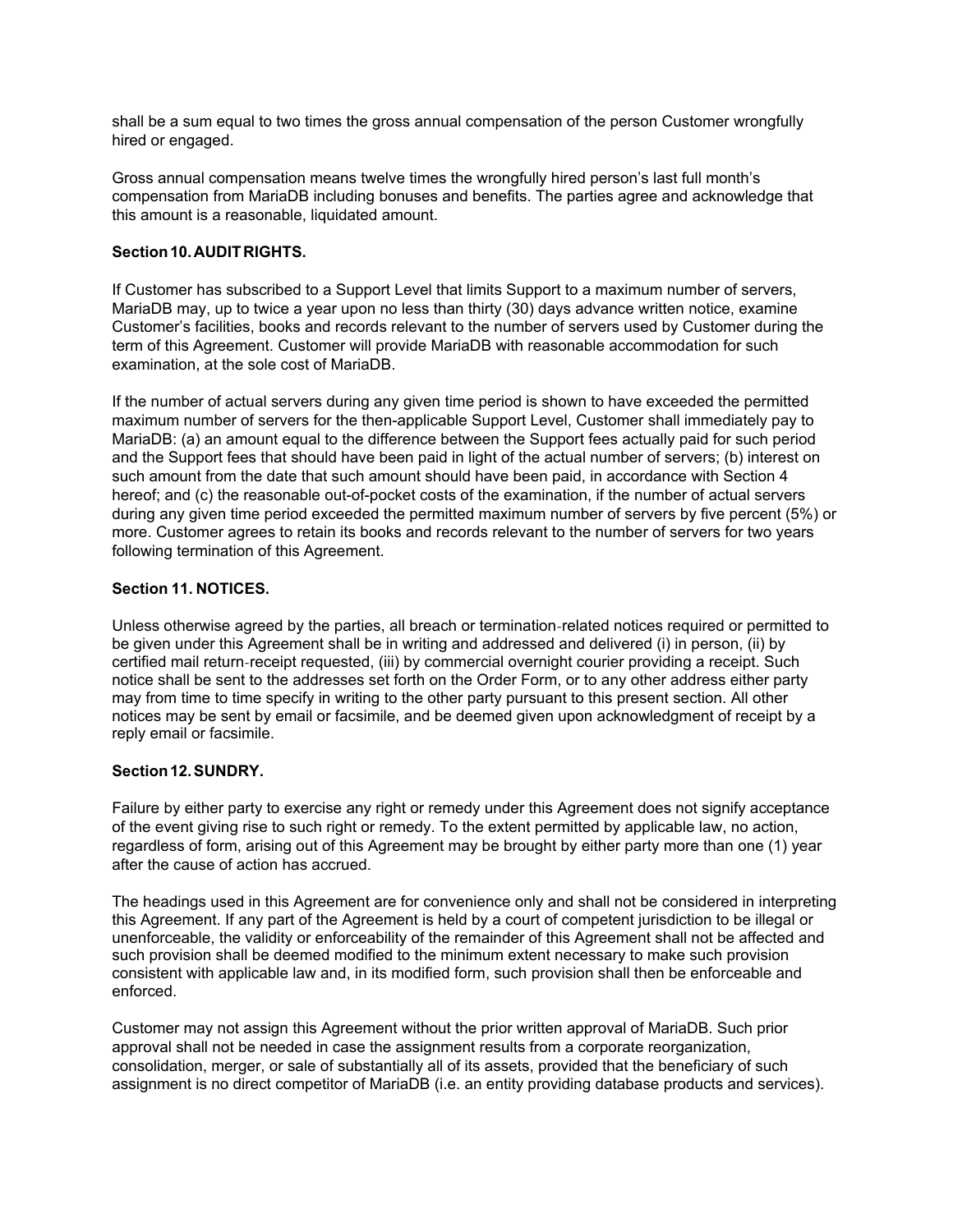shall be a sum equal to two times the gross annual compensation of the person Customer wrongfully hired or engaged.

Gross annual compensation means twelve times the wrongfully hired person's last full month's compensation from MariaDB including bonuses and benefits. The parties agree and acknowledge that this amount is a reasonable, liquidated amount.

**Section 10. AUDIT RIGHTS.**

If Customer has subscribed to a Support Level that limits Support to a maximum number of servers, MariaDB may, up to twice a year upon no less than thirty (30) days advance written notice, examine Customer's facilities, books and records relevant to the number of servers used by Customer during the term of this Agreement. Customer will provide MariaDB with reasonable accommodation for such examination, at the sole cost of MariaDB.

If the number of actual servers during any given time period is shown to have exceeded the permitted maximum number of servers for the then-applicable Support Level, Customer shall immediately pay to MariaDB: (a) an amount equal to the difference between the Support fees actually paid for such period and the Support fees that should have been paid in light of the actual number of servers; (b) interest on such amount from the date that such amount should have been paid, in accordance with Section 4 hereof; and (c) the reasonable out-of-pocket costs of the examination, if the number of actual servers during any given time period exceeded the permitted maximum number of servers by five percent (5%) or more. Customer agrees to retain its books and records relevant to the number of servers for two years following termination of this Agreement.

**Section 11. NOTICES.**

Unless otherwise agreed by the parties, all breach or termination-related notices required or permitted to be given under this Agreement shall be in writing and addressed and delivered (i) in person, (ii) by certified mail return-receipt requested, (iii) by commercial overnight courier providing a receipt. Such notice shall be sent to the addresses set forth on the Order Form, or to any other address either party may from time to time specify in writing to the other party pursuant to this present section. All other notices may be sent by email or facsimile, and be deemed given upon acknowledgment of receipt by a reply email or facsimile.

**Section 12. SUNDRY.**

Failure by either party to exercise any right or remedy under this Agreement does not signify acceptance of the event giving rise to such right or remedy. To the extent permitted by applicable law, no action, regardless of form, arising out of this Agreement may be brought by either party more than one (1) year after the cause of action has accrued.

The headings used in this Agreement are for convenience only and shall not be considered in interpreting this Agreement. If any part of the Agreement is held by a court of competent jurisdiction to be illegal or unenforceable, the validity or enforceability of the remainder of this Agreement shall not be affected and such provision shall be deemed modified to the minimum extent necessary to make such provision consistent with applicable law and, in its modified form, such provision shall then be enforceable and enforced.

Customer may not assign this Agreement without the prior written approval of MariaDB. Such prior approval shall not be needed in case the assignment results from a corporate reorganization, consolidation, merger, or sale of substantially all of its assets, provided that the beneficiary of such assignment is no direct competitor of MariaDB (i.e. an entity providing database products and services).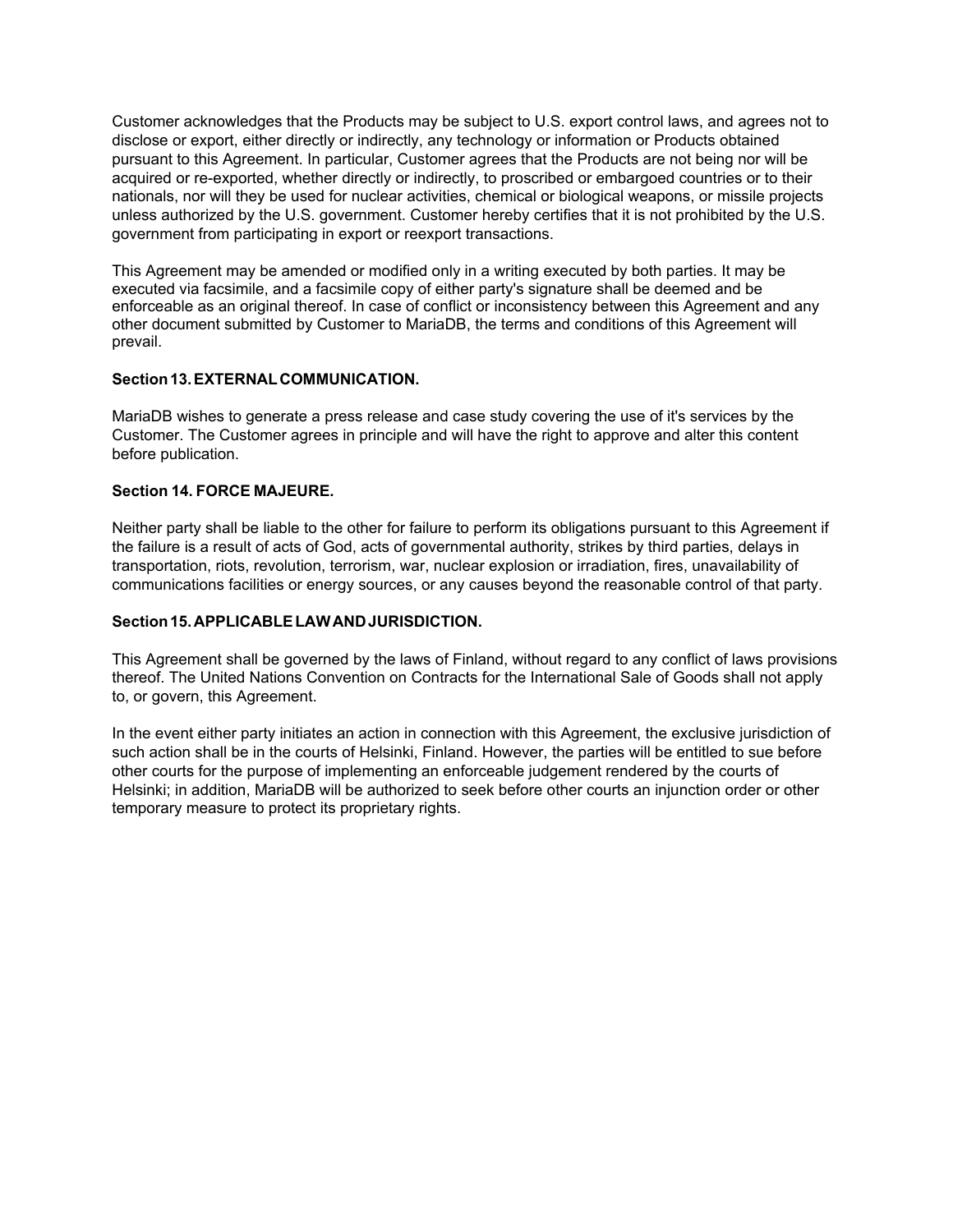Customer acknowledges that the Products may be subject to U.S. export control laws, and agrees not to disclose or export, either directly or indirectly, any technology or information or Products obtained pursuant to this Agreement. In particular, Customer agrees that the Products are not being nor will be acquired or re-exported, whether directly or indirectly, to proscribed or embargoed countries or to their nationals, nor will they be used for nuclear activities, chemical or biological weapons, or missile projects unless authorized by the U.S. government. Customer hereby certifies that it is not prohibited by the U.S. government from participating in export or reexport transactions.

This Agreement may be amended or modified only in a writing executed by both parties. It may be executed via facsimile, and a facsimile copy of either party's signature shall be deemed and be enforceable as an original thereof. In case of conflict or inconsistency between this Agreement and any other document submitted by Customer to MariaDB, the terms and conditions of this Agreement will prevail.

**Section 13. EXTERNAL COMMUNICATION.**

MariaDB wishes to generate a press release and case study covering the use of it's services by the Customer. The Customer agrees in principle and will have the right to approve and alter this content before publication.

**Section 14. FORCE MAJEURE.**

Neither party shall be liable to the other for failure to perform its obligations pursuant to this Agreement if the failure is a result of acts of God, acts of governmental authority, strikes by third parties, delays in transportation, riots, revolution, terrorism, war, nuclear explosion or irradiation, fires, unavailability of communications facilities or energy sources, or any causes beyond the reasonable control of that party.

**Section 15. APPLICABLE LAW AND JURISDICTION.**

This Agreement shall be governed by the laws of Finland, without regard to any conflict of laws provisions thereof. The United Nations Convention on Contracts for the International Sale of Goods shall not apply to, or govern, this Agreement.

In the event either party initiates an action in connection with this Agreement, the exclusive jurisdiction of such action shall be in the courts of Helsinki, Finland. However, the parties will be entitled to sue before other courts for the purpose of implementing an enforceable judgement rendered by the courts of Helsinki; in addition, MariaDB will be authorized to seek before other courts an injunction order or other temporary measure to protect its proprietary rights.